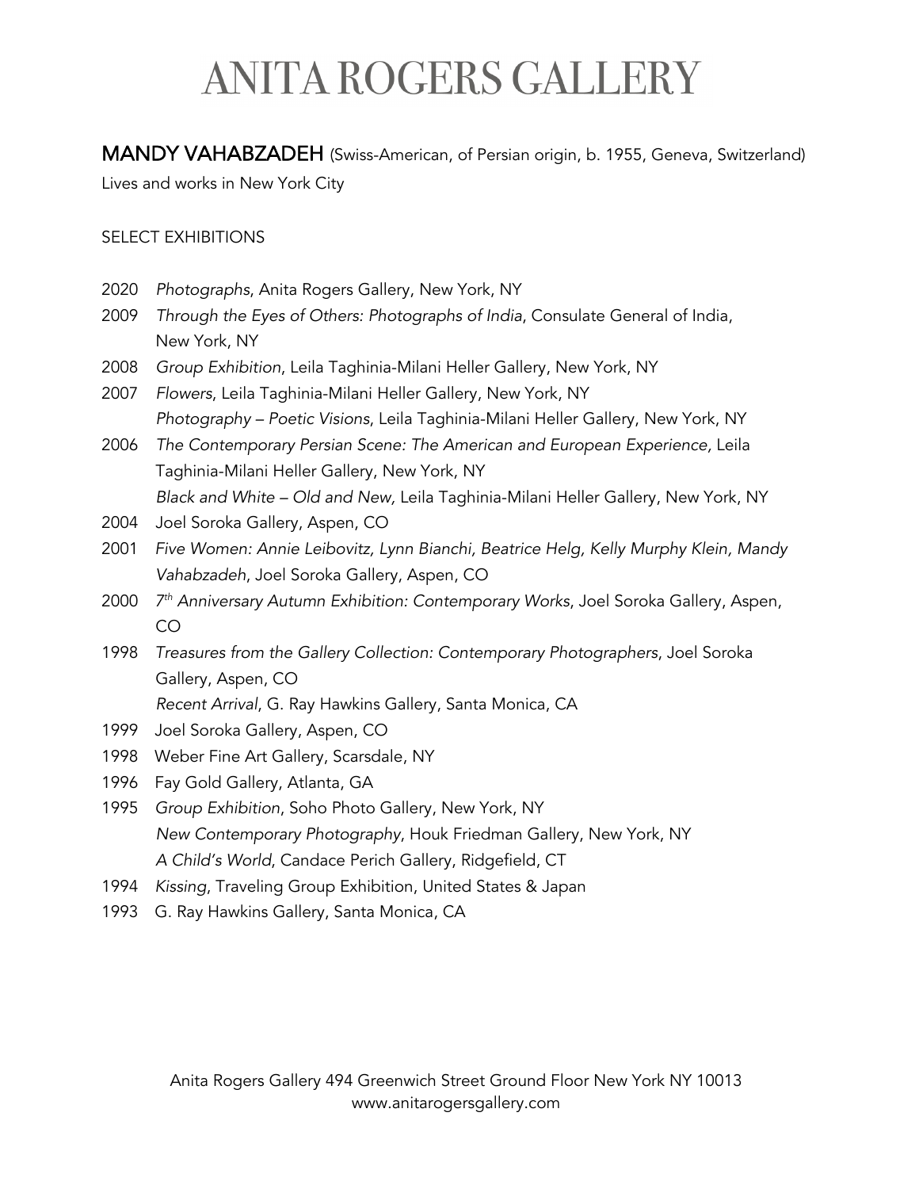# ANITA ROGERS GALLERY

**MANDY VAHABZADEH** (Swiss-American, of Persian origin, b. 1955, Geneva, Switzerland)
Lives and works in New York City

SELECT EXHIBITIONS

2020 *Photographs*, Anita Rogers Gallery, New York, NY
2009 *Through the Eyes of Others: Photographs of India*, Consulate General of India, New York, NY
2008 *Group Exhibition*, Leila Taghinia-Milani Heller Gallery, New York, NY
2007 *Flowers*, Leila Taghinia-Milani Heller Gallery, New York, NY
*Photography – Poetic Visions*, Leila Taghinia-Milani Heller Gallery, New York, NY
2006 *The Contemporary Persian Scene: The American and European Experience,* Leila Taghinia-Milani Heller Gallery, New York, NY
*Black and White – Old and New,* Leila Taghinia-Milani Heller Gallery, New York, NY
2004 Joel Soroka Gallery, Aspen, CO
2001 *Five Women: Annie Leibovitz, Lynn Bianchi, Beatrice Helg, Kelly Murphy Klein, Mandy Vahabzadeh*, Joel Soroka Gallery, Aspen, CO
2000 *7th Anniversary Autumn Exhibition: Contemporary Works*, Joel Soroka Gallery, Aspen, CO
1998 *Treasures from the Gallery Collection: Contemporary Photographers*, Joel Soroka Gallery, Aspen, CO
*Recent Arrival*, G. Ray Hawkins Gallery, Santa Monica, CA
1999 Joel Soroka Gallery, Aspen, CO
1998 Weber Fine Art Gallery, Scarsdale, NY
1996 Fay Gold Gallery, Atlanta, GA
1995 *Group Exhibition*, Soho Photo Gallery, New York, NY
*New Contemporary Photography*, Houk Friedman Gallery, New York, NY
*A Child's World*, Candace Perich Gallery, Ridgefield, CT
1994 *Kissing*, Traveling Group Exhibition, United States & Japan
1993 G. Ray Hawkins Gallery, Santa Monica, CA

Anita Rogers Gallery 494 Greenwich Street Ground Floor New York NY 10013
www.anitarogersgallery.com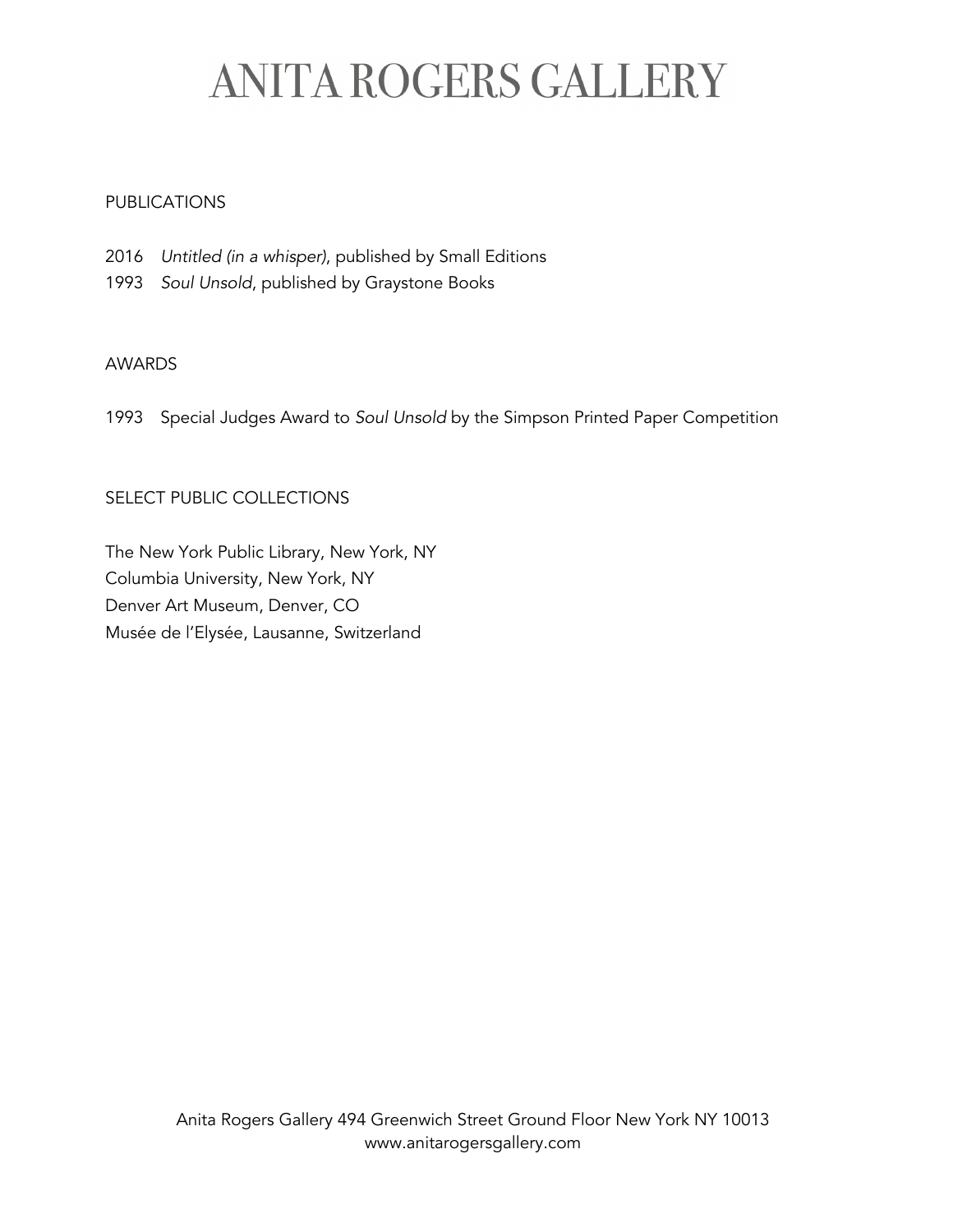## PUBLICATIONS

2016 *Untitled (in a whisper)*, published by Small Editions
1993 *Soul Unsold*, published by Graystone Books

## AWARDS

1993 Special Judges Award to *Soul Unsold* by the Simpson Printed Paper Competition

## SELECT PUBLIC COLLECTIONS

The New York Public Library, New York, NY
Columbia University, New York, NY
Denver Art Museum, Denver, CO
Musée de l'Elysée, Lausanne, Switzerland